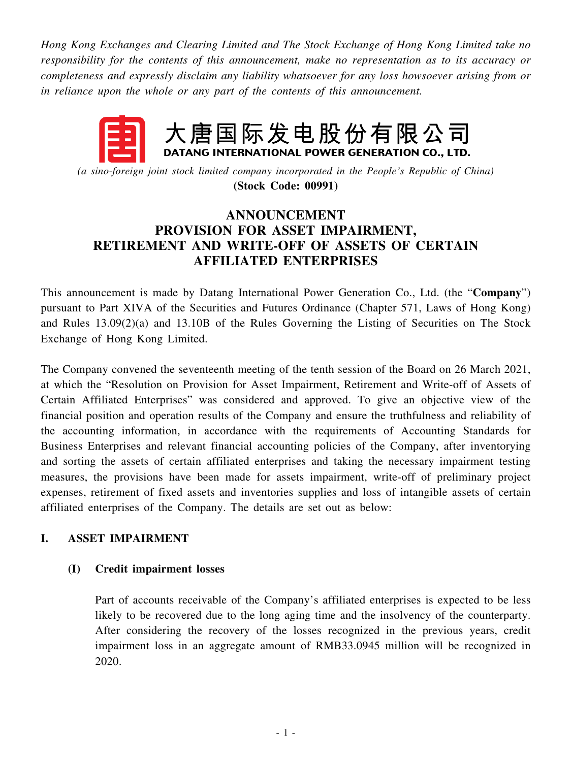*Hong Kong Exchanges and Clearing Limited and The Stock Exchange of Hong Kong Limited take no responsibility for the contents of this announcement, make no representation as to its accuracy or completeness and expressly disclaim any liability whatsoever for any loss howsoever arising from or in reliance upon the whole or any part of the contents of this announcement.*

**大唐国际发电股份有限公司**
**DATANG INTERNATIONAL POWER GENERATION CO., LTD.**

*(a sino-foreign joint stock limited company incorporated in the People's Republic of China)*
**(Stock Code: 00991)**

# ANNOUNCEMENT PROVISION FOR ASSET IMPAIRMENT, RETIREMENT AND WRITE-OFF OF ASSETS OF CERTAIN AFFILIATED ENTERPRISES

This announcement is made by Datang International Power Generation Co., Ltd. (the "**Company**") pursuant to Part XIVA of the Securities and Futures Ordinance (Chapter 571, Laws of Hong Kong) and Rules 13.09(2)(a) and 13.10B of the Rules Governing the Listing of Securities on The Stock Exchange of Hong Kong Limited.

The Company convened the seventeenth meeting of the tenth session of the Board on 26 March 2021, at which the "Resolution on Provision for Asset Impairment, Retirement and Write-off of Assets of Certain Affiliated Enterprises" was considered and approved. To give an objective view of the financial position and operation results of the Company and ensure the truthfulness and reliability of the accounting information, in accordance with the requirements of Accounting Standards for Business Enterprises and relevant financial accounting policies of the Company, after inventorying and sorting the assets of certain affiliated enterprises and taking the necessary impairment testing measures, the provisions have been made for assets impairment, write-off of preliminary project expenses, retirement of fixed assets and inventories supplies and loss of intangible assets of certain affiliated enterprises of the Company. The details are set out as below:

## I. ASSET IMPAIRMENT

### (I) Credit impairment losses

Part of accounts receivable of the Company's affiliated enterprises is expected to be less likely to be recovered due to the long aging time and the insolvency of the counterparty. After considering the recovery of the losses recognized in the previous years, credit impairment loss in an aggregate amount of RMB33.0945 million will be recognized in 2020.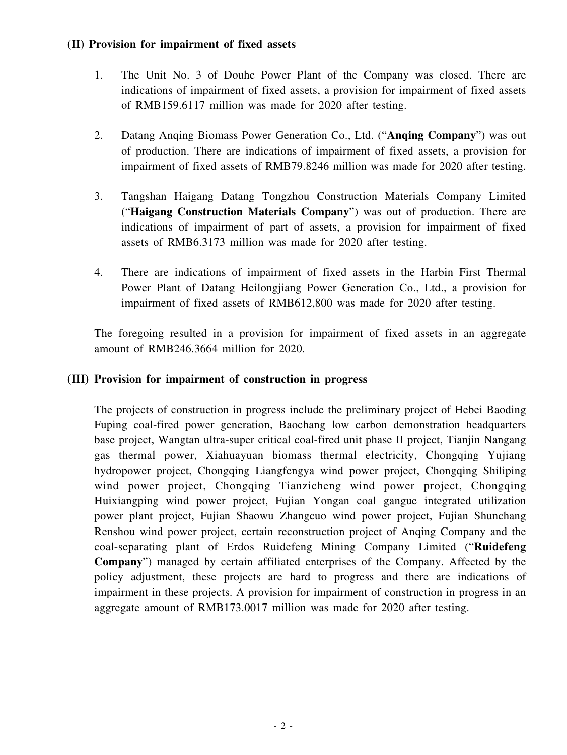### (II) Provision for impairment of fixed assets

1. The Unit No. 3 of Douhe Power Plant of the Company was closed. There are indications of impairment of fixed assets, a provision for impairment of fixed assets of RMB159.6117 million was made for 2020 after testing.

2. Datang Anqing Biomass Power Generation Co., Ltd. ("**Anqing Company**") was out of production. There are indications of impairment of fixed assets, a provision for impairment of fixed assets of RMB79.8246 million was made for 2020 after testing.

3. Tangshan Haigang Datang Tongzhou Construction Materials Company Limited ("**Haigang Construction Materials Company**") was out of production. There are indications of impairment of part of assets, a provision for impairment of fixed assets of RMB6.3173 million was made for 2020 after testing.

4. There are indications of impairment of fixed assets in the Harbin First Thermal Power Plant of Datang Heilongjiang Power Generation Co., Ltd., a provision for impairment of fixed assets of RMB612,800 was made for 2020 after testing.

The foregoing resulted in a provision for impairment of fixed assets in an aggregate amount of RMB246.3664 million for 2020.

### (III) Provision for impairment of construction in progress

The projects of construction in progress include the preliminary project of Hebei Baoding Fuping coal-fired power generation, Baochang low carbon demonstration headquarters base project, Wangtan ultra-super critical coal-fired unit phase II project, Tianjin Nangang gas thermal power, Xiahuayuan biomass thermal electricity, Chongqing Yujiang hydropower project, Chongqing Liangfengya wind power project, Chongqing Shiliping wind power project, Chongqing Tianzicheng wind power project, Chongqing Huixiangping wind power project, Fujian Yongan coal gangue integrated utilization power plant project, Fujian Shaowu Zhangcuo wind power project, Fujian Shunchang Renshou wind power project, certain reconstruction project of Anqing Company and the coal-separating plant of Erdos Ruidefeng Mining Company Limited ("**Ruidefeng Company**") managed by certain affiliated enterprises of the Company. Affected by the policy adjustment, these projects are hard to progress and there are indications of impairment in these projects. A provision for impairment of construction in progress in an aggregate amount of RMB173.0017 million was made for 2020 after testing.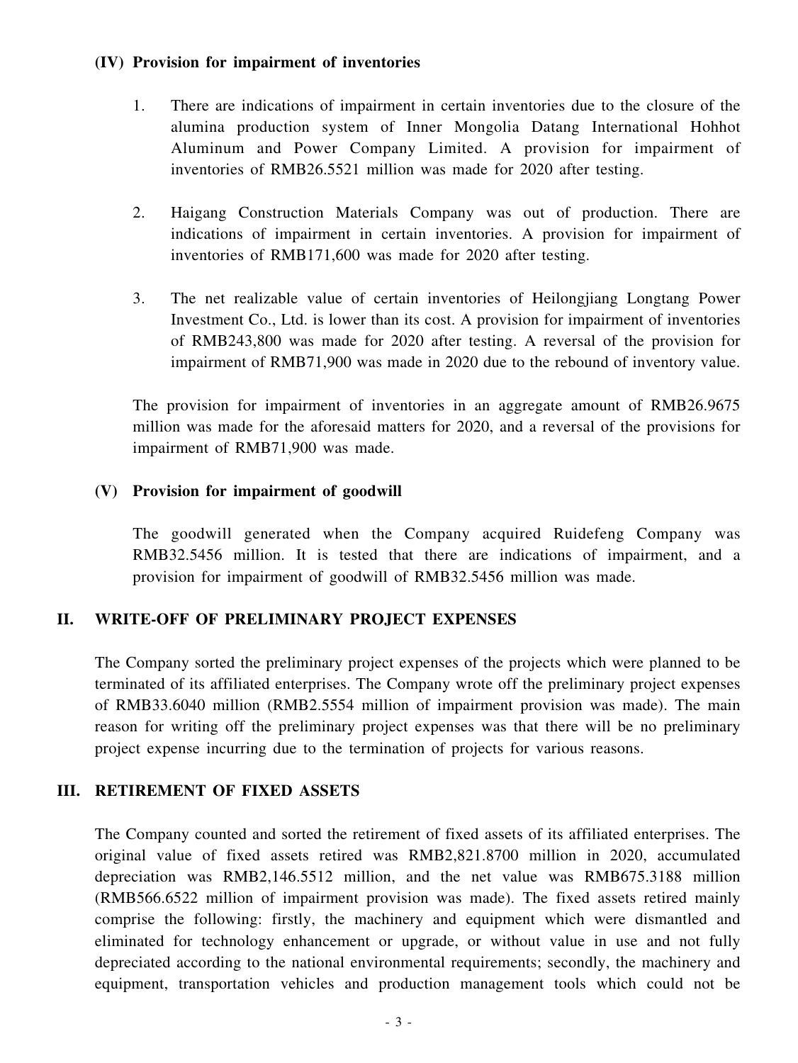### (IV) Provision for impairment of inventories

1. There are indications of impairment in certain inventories due to the closure of the alumina production system of Inner Mongolia Datang International Hohhot Aluminum and Power Company Limited. A provision for impairment of inventories of RMB26.5521 million was made for 2020 after testing.

2. Haigang Construction Materials Company was out of production. There are indications of impairment in certain inventories. A provision for impairment of inventories of RMB171,600 was made for 2020 after testing.

3. The net realizable value of certain inventories of Heilongjiang Longtang Power Investment Co., Ltd. is lower than its cost. A provision for impairment of inventories of RMB243,800 was made for 2020 after testing. A reversal of the provision for impairment of RMB71,900 was made in 2020 due to the rebound of inventory value.

The provision for impairment of inventories in an aggregate amount of RMB26.9675 million was made for the aforesaid matters for 2020, and a reversal of the provisions for impairment of RMB71,900 was made.

### (V) Provision for impairment of goodwill

The goodwill generated when the Company acquired Ruidefeng Company was RMB32.5456 million. It is tested that there are indications of impairment, and a provision for impairment of goodwill of RMB32.5456 million was made.

## II. WRITE-OFF OF PRELIMINARY PROJECT EXPENSES

The Company sorted the preliminary project expenses of the projects which were planned to be terminated of its affiliated enterprises. The Company wrote off the preliminary project expenses of RMB33.6040 million (RMB2.5554 million of impairment provision was made). The main reason for writing off the preliminary project expenses was that there will be no preliminary project expense incurring due to the termination of projects for various reasons.

## III. RETIREMENT OF FIXED ASSETS

The Company counted and sorted the retirement of fixed assets of its affiliated enterprises. The original value of fixed assets retired was RMB2,821.8700 million in 2020, accumulated depreciation was RMB2,146.5512 million, and the net value was RMB675.3188 million (RMB566.6522 million of impairment provision was made). The fixed assets retired mainly comprise the following: firstly, the machinery and equipment which were dismantled and eliminated for technology enhancement or upgrade, or without value in use and not fully depreciated according to the national environmental requirements; secondly, the machinery and equipment, transportation vehicles and production management tools which could not be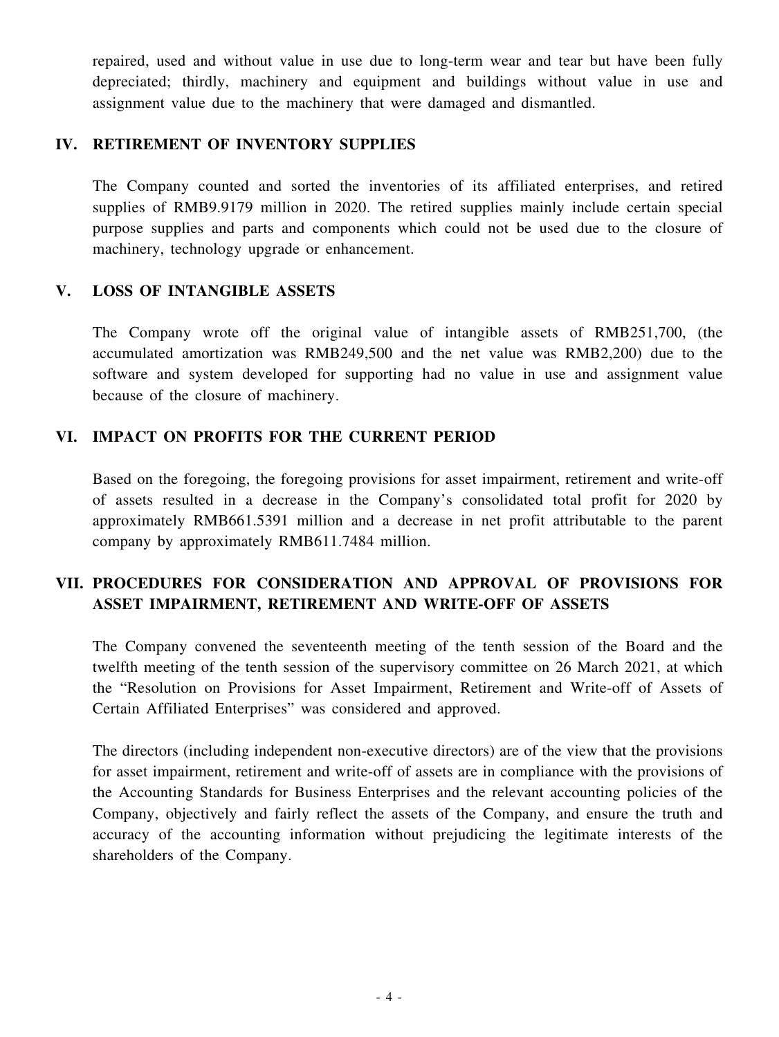repaired, used and without value in use due to long-term wear and tear but have been fully depreciated; thirdly, machinery and equipment and buildings without value in use and assignment value due to the machinery that were damaged and dismantled.

## IV. RETIREMENT OF INVENTORY SUPPLIES

The Company counted and sorted the inventories of its affiliated enterprises, and retired supplies of RMB9.9179 million in 2020. The retired supplies mainly include certain special purpose supplies and parts and components which could not be used due to the closure of machinery, technology upgrade or enhancement.

## V. LOSS OF INTANGIBLE ASSETS

The Company wrote off the original value of intangible assets of RMB251,700, (the accumulated amortization was RMB249,500 and the net value was RMB2,200) due to the software and system developed for supporting had no value in use and assignment value because of the closure of machinery.

## VI. IMPACT ON PROFITS FOR THE CURRENT PERIOD

Based on the foregoing, the foregoing provisions for asset impairment, retirement and write-off of assets resulted in a decrease in the Company's consolidated total profit for 2020 by approximately RMB661.5391 million and a decrease in net profit attributable to the parent company by approximately RMB611.7484 million.

## VII. PROCEDURES FOR CONSIDERATION AND APPROVAL OF PROVISIONS FOR ASSET IMPAIRMENT, RETIREMENT AND WRITE-OFF OF ASSETS

The Company convened the seventeenth meeting of the tenth session of the Board and the twelfth meeting of the tenth session of the supervisory committee on 26 March 2021, at which the "Resolution on Provisions for Asset Impairment, Retirement and Write-off of Assets of Certain Affiliated Enterprises" was considered and approved.

The directors (including independent non-executive directors) are of the view that the provisions for asset impairment, retirement and write-off of assets are in compliance with the provisions of the Accounting Standards for Business Enterprises and the relevant accounting policies of the Company, objectively and fairly reflect the assets of the Company, and ensure the truth and accuracy of the accounting information without prejudicing the legitimate interests of the shareholders of the Company.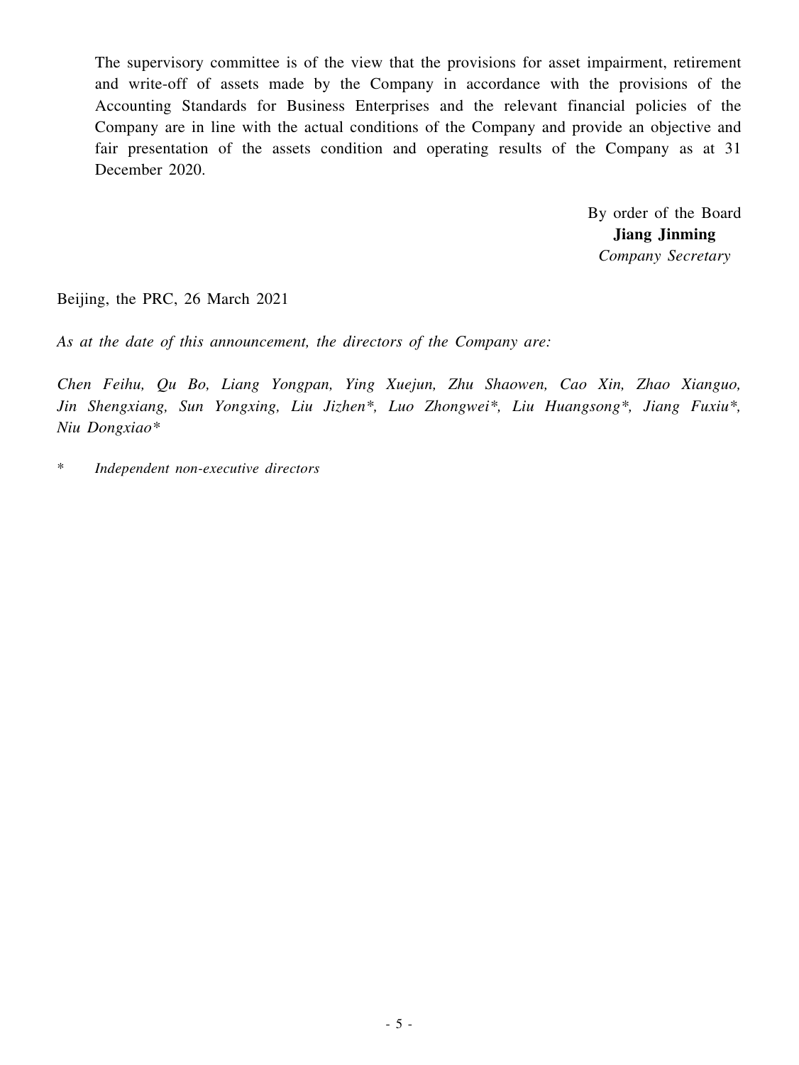The supervisory committee is of the view that the provisions for asset impairment, retirement and write-off of assets made by the Company in accordance with the provisions of the Accounting Standards for Business Enterprises and the relevant financial policies of the Company are in line with the actual conditions of the Company and provide an objective and fair presentation of the assets condition and operating results of the Company as at 31 December 2020.

By order of the Board
**Jiang Jinming**
*Company Secretary*

Beijing, the PRC, 26 March 2021

*As at the date of this announcement, the directors of the Company are:*

*Chen Feihu, Qu Bo, Liang Yongpan, Ying Xuejun, Zhu Shaowen, Cao Xin, Zhao Xianguo, Jin Shengxiang, Sun Yongxing, Liu Jizhen*, Luo Zhongwei*, Liu Huangsong*, Jiang Fuxiu*, Niu Dongxiao**

\* *Independent non-executive directors*